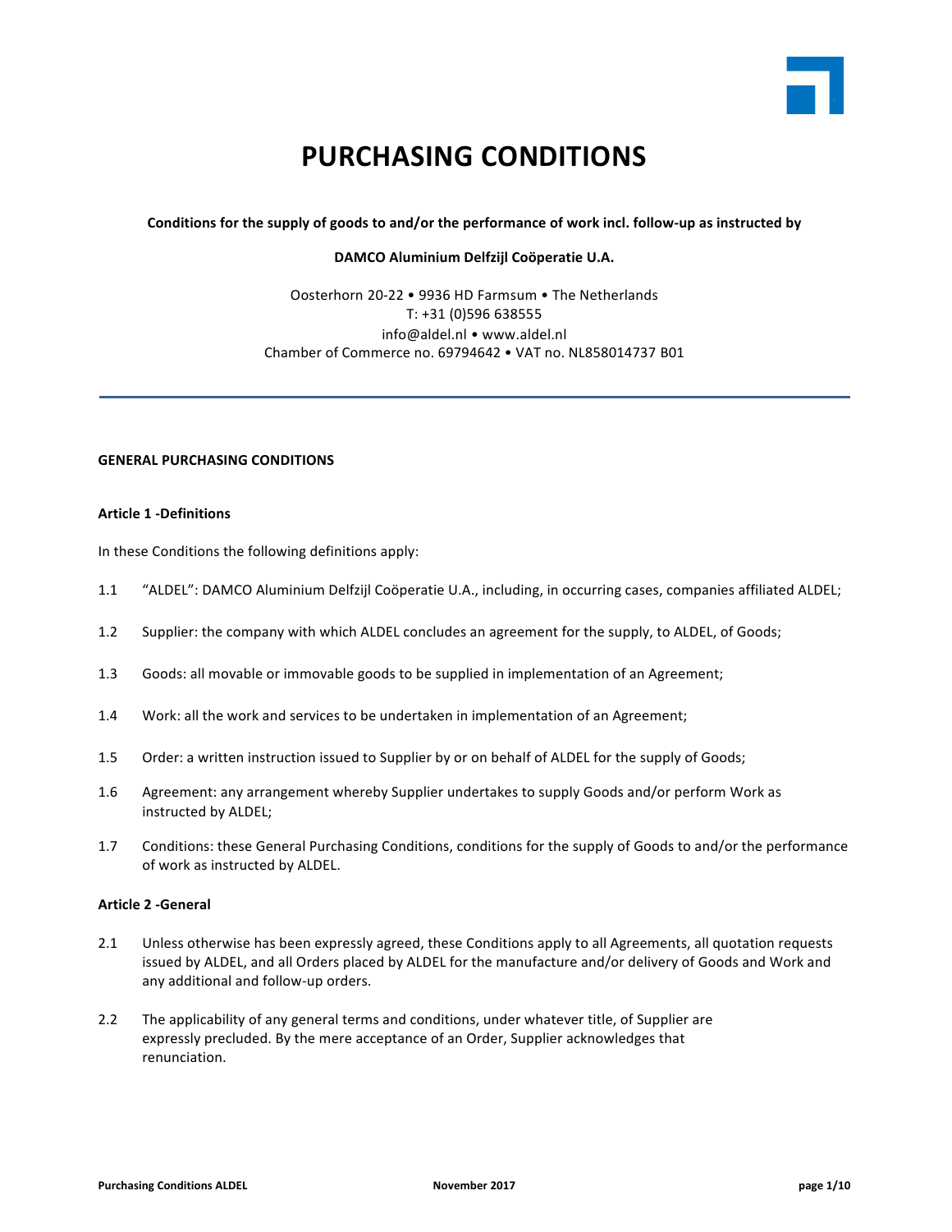# PURCHASING CONDITIONS

**Conditions for the supply of goods to and/or the performance of work incl. follow-up as instructed by**

**DAMCO Aluminium Delfzijl Coöperatie U.A.**

Oosterhorn 20-22 • 9936 HD Farmsum • The Netherlands
T: +31 (0)596 638555
info@aldel.nl • www.aldel.nl
Chamber of Commerce no. 69794642 • VAT no. NL858014737 B01

---

**GENERAL PURCHASING CONDITIONS**

**Article 1 -Definitions**

In these Conditions the following definitions apply:

1.1 "ALDEL": DAMCO Aluminium Delfzijl Coöperatie U.A., including, in occurring cases, companies affiliated ALDEL;

1.2 Supplier: the company with which ALDEL concludes an agreement for the supply, to ALDEL, of Goods;

1.3 Goods: all movable or immovable goods to be supplied in implementation of an Agreement;

1.4 Work: all the work and services to be undertaken in implementation of an Agreement;

1.5 Order: a written instruction issued to Supplier by or on behalf of ALDEL for the supply of Goods;

1.6 Agreement: any arrangement whereby Supplier undertakes to supply Goods and/or perform Work as instructed by ALDEL;

1.7 Conditions: these General Purchasing Conditions, conditions for the supply of Goods to and/or the performance of work as instructed by ALDEL.

**Article 2 -General**

2.1 Unless otherwise has been expressly agreed, these Conditions apply to all Agreements, all quotation requests issued by ALDEL, and all Orders placed by ALDEL for the manufacture and/or delivery of Goods and Work and any additional and follow-up orders.

2.2 The applicability of any general terms and conditions, under whatever title, of Supplier are expressly precluded. By the mere acceptance of an Order, Supplier acknowledges that renunciation.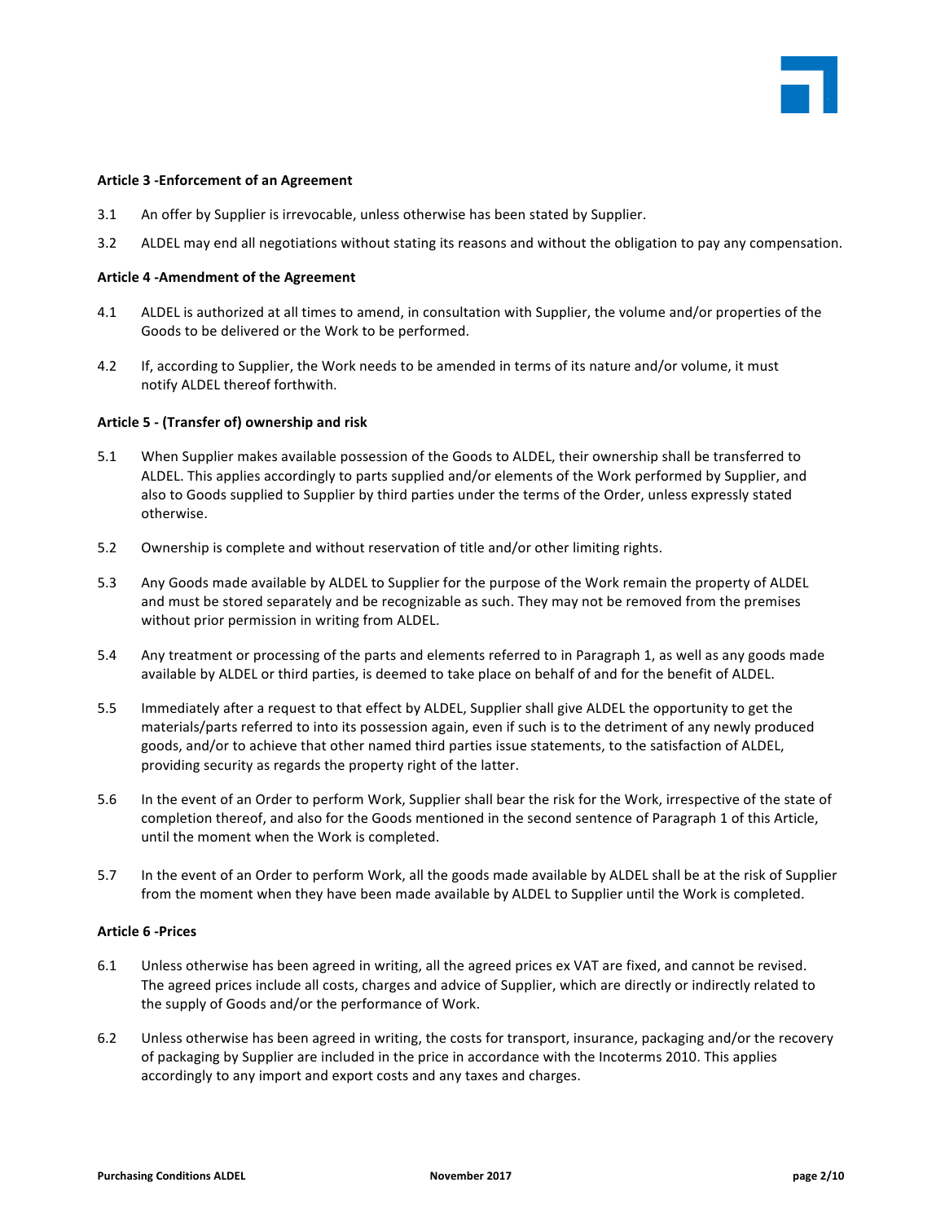**Article 3 -Enforcement of an Agreement**

3.1 An offer by Supplier is irrevocable, unless otherwise has been stated by Supplier.

3.2 ALDEL may end all negotiations without stating its reasons and without the obligation to pay any compensation.

**Article 4 -Amendment of the Agreement**

4.1 ALDEL is authorized at all times to amend, in consultation with Supplier, the volume and/or properties of the Goods to be delivered or the Work to be performed.

4.2 If, according to Supplier, the Work needs to be amended in terms of its nature and/or volume, it must notify ALDEL thereof forthwith.

**Article 5 - (Transfer of) ownership and risk**

5.1 When Supplier makes available possession of the Goods to ALDEL, their ownership shall be transferred to ALDEL. This applies accordingly to parts supplied and/or elements of the Work performed by Supplier, and also to Goods supplied to Supplier by third parties under the terms of the Order, unless expressly stated otherwise.

5.2 Ownership is complete and without reservation of title and/or other limiting rights.

5.3 Any Goods made available by ALDEL to Supplier for the purpose of the Work remain the property of ALDEL and must be stored separately and be recognizable as such. They may not be removed from the premises without prior permission in writing from ALDEL.

5.4 Any treatment or processing of the parts and elements referred to in Paragraph 1, as well as any goods made available by ALDEL or third parties, is deemed to take place on behalf of and for the benefit of ALDEL.

5.5 Immediately after a request to that effect by ALDEL, Supplier shall give ALDEL the opportunity to get the materials/parts referred to into its possession again, even if such is to the detriment of any newly produced goods, and/or to achieve that other named third parties issue statements, to the satisfaction of ALDEL, providing security as regards the property right of the latter.

5.6 In the event of an Order to perform Work, Supplier shall bear the risk for the Work, irrespective of the state of completion thereof, and also for the Goods mentioned in the second sentence of Paragraph 1 of this Article, until the moment when the Work is completed.

5.7 In the event of an Order to perform Work, all the goods made available by ALDEL shall be at the risk of Supplier from the moment when they have been made available by ALDEL to Supplier until the Work is completed.

**Article 6 -Prices**

6.1 Unless otherwise has been agreed in writing, all the agreed prices ex VAT are fixed, and cannot be revised. The agreed prices include all costs, charges and advice of Supplier, which are directly or indirectly related to the supply of Goods and/or the performance of Work.

6.2 Unless otherwise has been agreed in writing, the costs for transport, insurance, packaging and/or the recovery of packaging by Supplier are included in the price in accordance with the Incoterms 2010. This applies accordingly to any import and export costs and any taxes and charges.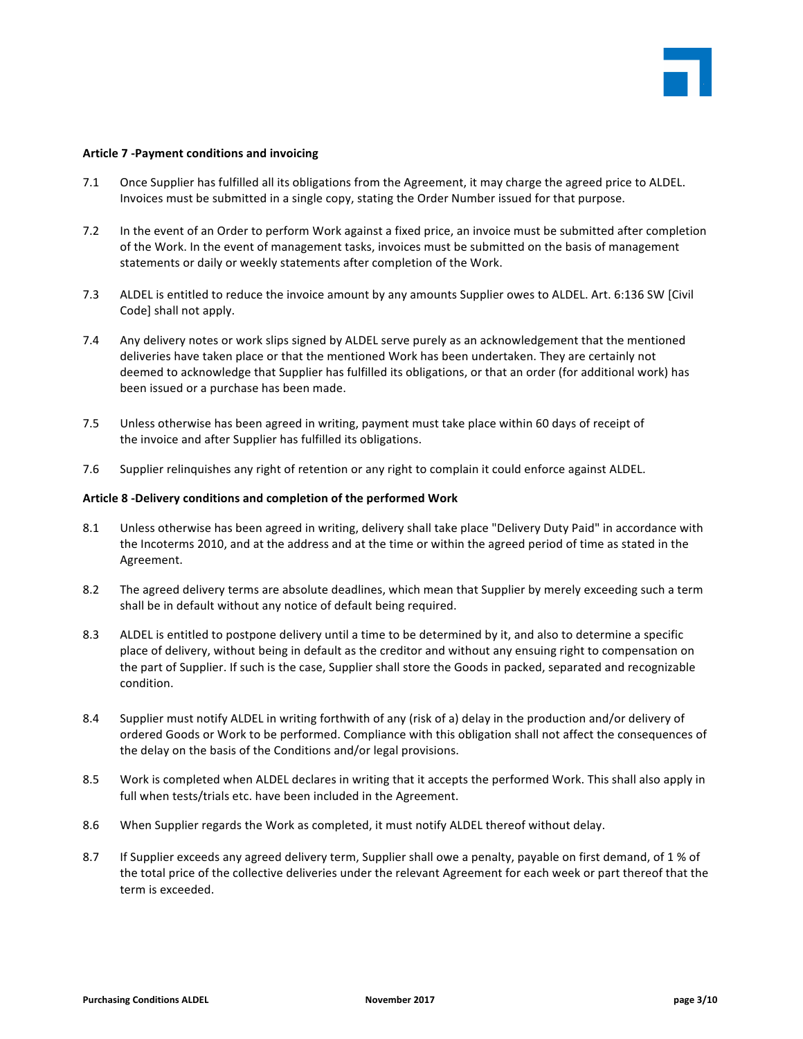**Article 7 -Payment conditions and invoicing**

7.1 Once Supplier has fulfilled all its obligations from the Agreement, it may charge the agreed price to ALDEL. Invoices must be submitted in a single copy, stating the Order Number issued for that purpose.

7.2 In the event of an Order to perform Work against a fixed price, an invoice must be submitted after completion of the Work. In the event of management tasks, invoices must be submitted on the basis of management statements or daily or weekly statements after completion of the Work.

7.3 ALDEL is entitled to reduce the invoice amount by any amounts Supplier owes to ALDEL. Art. 6:136 SW [Civil Code] shall not apply.

7.4 Any delivery notes or work slips signed by ALDEL serve purely as an acknowledgement that the mentioned deliveries have taken place or that the mentioned Work has been undertaken. They are certainly not deemed to acknowledge that Supplier has fulfilled its obligations, or that an order (for additional work) has been issued or a purchase has been made.

7.5 Unless otherwise has been agreed in writing, payment must take place within 60 days of receipt of the invoice and after Supplier has fulfilled its obligations.

7.6 Supplier relinquishes any right of retention or any right to complain it could enforce against ALDEL.

**Article 8 -Delivery conditions and completion of the performed Work**

8.1 Unless otherwise has been agreed in writing, delivery shall take place "Delivery Duty Paid" in accordance with the Incoterms 2010, and at the address and at the time or within the agreed period of time as stated in the Agreement.

8.2 The agreed delivery terms are absolute deadlines, which mean that Supplier by merely exceeding such a term shall be in default without any notice of default being required.

8.3 ALDEL is entitled to postpone delivery until a time to be determined by it, and also to determine a specific place of delivery, without being in default as the creditor and without any ensuing right to compensation on the part of Supplier. If such is the case, Supplier shall store the Goods in packed, separated and recognizable condition.

8.4 Supplier must notify ALDEL in writing forthwith of any (risk of a) delay in the production and/or delivery of ordered Goods or Work to be performed. Compliance with this obligation shall not affect the consequences of the delay on the basis of the Conditions and/or legal provisions.

8.5 Work is completed when ALDEL declares in writing that it accepts the performed Work. This shall also apply in full when tests/trials etc. have been included in the Agreement.

8.6 When Supplier regards the Work as completed, it must notify ALDEL thereof without delay.

8.7 If Supplier exceeds any agreed delivery term, Supplier shall owe a penalty, payable on first demand, of 1 % of the total price of the collective deliveries under the relevant Agreement for each week or part thereof that the term is exceeded.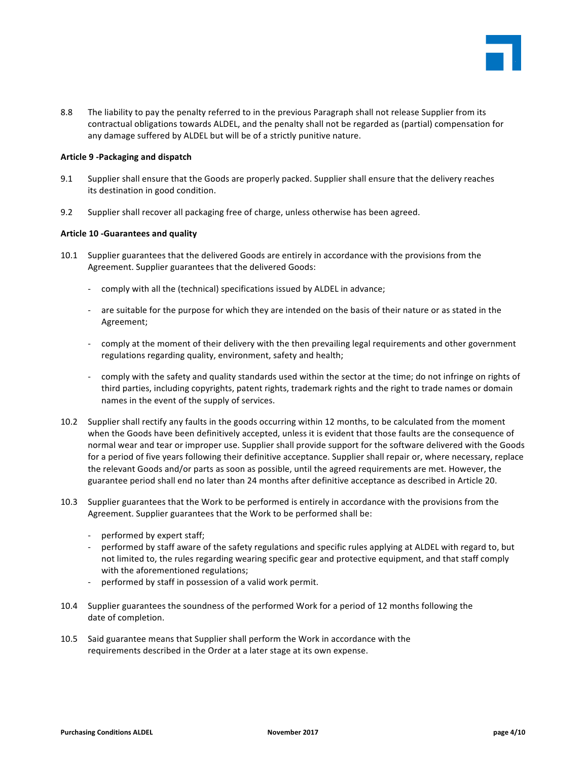8.8 The liability to pay the penalty referred to in the previous Paragraph shall not release Supplier from its contractual obligations towards ALDEL, and the penalty shall not be regarded as (partial) compensation for any damage suffered by ALDEL but will be of a strictly punitive nature.

**Article 9 -Packaging and dispatch**

9.1 Supplier shall ensure that the Goods are properly packed. Supplier shall ensure that the delivery reaches its destination in good condition.

9.2 Supplier shall recover all packaging free of charge, unless otherwise has been agreed.

**Article 10 -Guarantees and quality**

10.1 Supplier guarantees that the delivered Goods are entirely in accordance with the provisions from the Agreement. Supplier guarantees that the delivered Goods:

- comply with all the (technical) specifications issued by ALDEL in advance;
- are suitable for the purpose for which they are intended on the basis of their nature or as stated in the Agreement;
- comply at the moment of their delivery with the then prevailing legal requirements and other government regulations regarding quality, environment, safety and health;
- comply with the safety and quality standards used within the sector at the time; do not infringe on rights of third parties, including copyrights, patent rights, trademark rights and the right to trade names or domain names in the event of the supply of services.

10.2 Supplier shall rectify any faults in the goods occurring within 12 months, to be calculated from the moment when the Goods have been definitively accepted, unless it is evident that those faults are the consequence of normal wear and tear or improper use. Supplier shall provide support for the software delivered with the Goods for a period of five years following their definitive acceptance. Supplier shall repair or, where necessary, replace the relevant Goods and/or parts as soon as possible, until the agreed requirements are met. However, the guarantee period shall end no later than 24 months after definitive acceptance as described in Article 20.

10.3 Supplier guarantees that the Work to be performed is entirely in accordance with the provisions from the Agreement. Supplier guarantees that the Work to be performed shall be:

- performed by expert staff;
- performed by staff aware of the safety regulations and specific rules applying at ALDEL with regard to, but not limited to, the rules regarding wearing specific gear and protective equipment, and that staff comply with the aforementioned regulations;
- performed by staff in possession of a valid work permit.

10.4 Supplier guarantees the soundness of the performed Work for a period of 12 months following the date of completion.

10.5 Said guarantee means that Supplier shall perform the Work in accordance with the requirements described in the Order at a later stage at its own expense.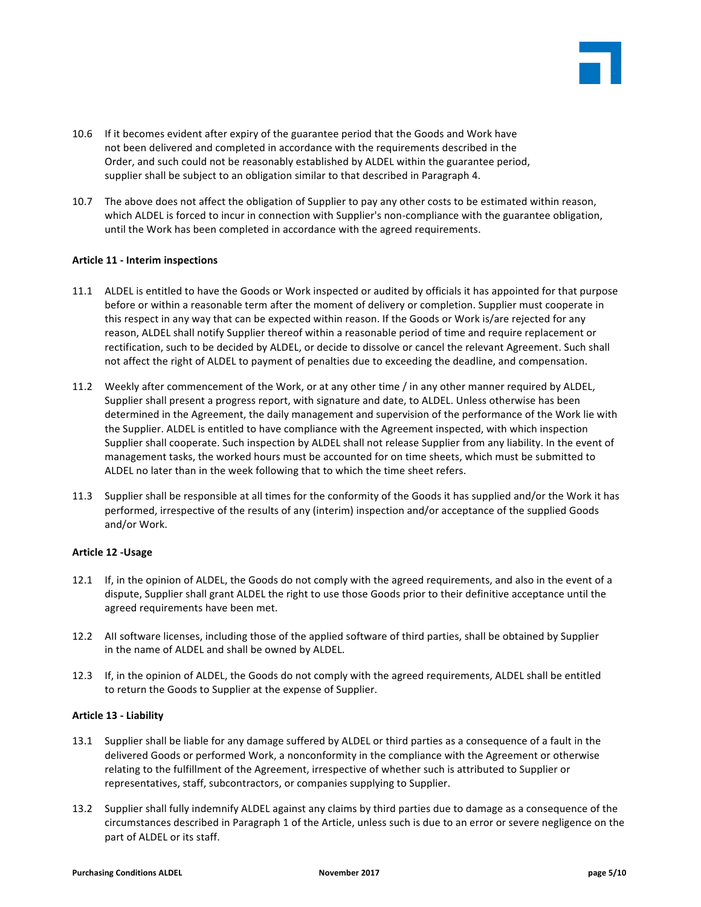10.6 If it becomes evident after expiry of the guarantee period that the Goods and Work have not been delivered and completed in accordance with the requirements described in the Order, and such could not be reasonably established by ALDEL within the guarantee period, supplier shall be subject to an obligation similar to that described in Paragraph 4.

10.7 The above does not affect the obligation of Supplier to pay any other costs to be estimated within reason, which ALDEL is forced to incur in connection with Supplier's non-compliance with the guarantee obligation, until the Work has been completed in accordance with the agreed requirements.

**Article 11 - Interim inspections**

11.1 ALDEL is entitled to have the Goods or Work inspected or audited by officials it has appointed for that purpose before or within a reasonable term after the moment of delivery or completion. Supplier must cooperate in this respect in any way that can be expected within reason. If the Goods or Work is/are rejected for any reason, ALDEL shall notify Supplier thereof within a reasonable period of time and require replacement or rectification, such to be decided by ALDEL, or decide to dissolve or cancel the relevant Agreement. Such shall not affect the right of ALDEL to payment of penalties due to exceeding the deadline, and compensation.

11.2 Weekly after commencement of the Work, or at any other time / in any other manner required by ALDEL, Supplier shall present a progress report, with signature and date, to ALDEL. Unless otherwise has been determined in the Agreement, the daily management and supervision of the performance of the Work lie with the Supplier. ALDEL is entitled to have compliance with the Agreement inspected, with which inspection Supplier shall cooperate. Such inspection by ALDEL shall not release Supplier from any liability. In the event of management tasks, the worked hours must be accounted for on time sheets, which must be submitted to ALDEL no later than in the week following that to which the time sheet refers.

11.3 Supplier shall be responsible at all times for the conformity of the Goods it has supplied and/or the Work it has performed, irrespective of the results of any (interim) inspection and/or acceptance of the supplied Goods and/or Work.

**Article 12 -Usage**

12.1 If, in the opinion of ALDEL, the Goods do not comply with the agreed requirements, and also in the event of a dispute, Supplier shall grant ALDEL the right to use those Goods prior to their definitive acceptance until the agreed requirements have been met.

12.2 All software licenses, including those of the applied software of third parties, shall be obtained by Supplier in the name of ALDEL and shall be owned by ALDEL.

12.3 If, in the opinion of ALDEL, the Goods do not comply with the agreed requirements, ALDEL shall be entitled to return the Goods to Supplier at the expense of Supplier.

**Article 13 - Liability**

13.1 Supplier shall be liable for any damage suffered by ALDEL or third parties as a consequence of a fault in the delivered Goods or performed Work, a nonconformity in the compliance with the Agreement or otherwise relating to the fulfillment of the Agreement, irrespective of whether such is attributed to Supplier or representatives, staff, subcontractors, or companies supplying to Supplier.

13.2 Supplier shall fully indemnify ALDEL against any claims by third parties due to damage as a consequence of the circumstances described in Paragraph 1 of the Article, unless such is due to an error or severe negligence on the part of ALDEL or its staff.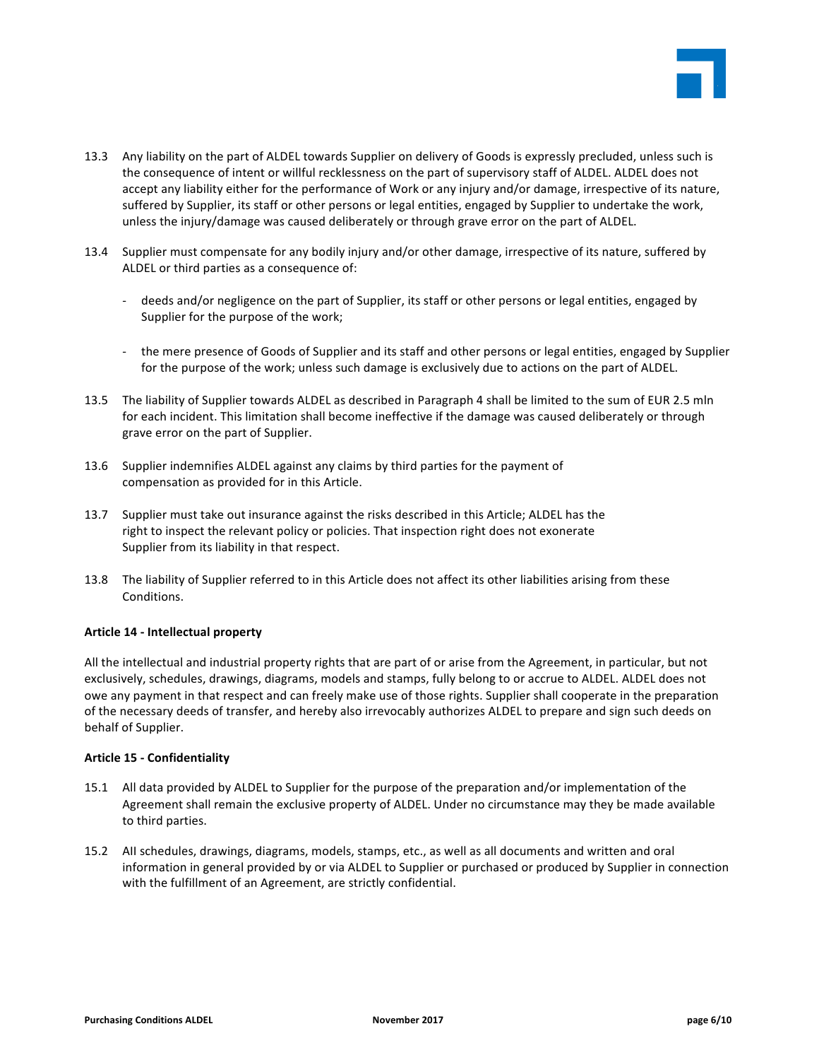13.3 Any liability on the part of ALDEL towards Supplier on delivery of Goods is expressly precluded, unless such is the consequence of intent or willful recklessness on the part of supervisory staff of ALDEL. ALDEL does not accept any liability either for the performance of Work or any injury and/or damage, irrespective of its nature, suffered by Supplier, its staff or other persons or legal entities, engaged by Supplier to undertake the work, unless the injury/damage was caused deliberately or through grave error on the part of ALDEL.

13.4 Supplier must compensate for any bodily injury and/or other damage, irrespective of its nature, suffered by ALDEL or third parties as a consequence of:

- deeds and/or negligence on the part of Supplier, its staff or other persons or legal entities, engaged by Supplier for the purpose of the work;

- the mere presence of Goods of Supplier and its staff and other persons or legal entities, engaged by Supplier for the purpose of the work; unless such damage is exclusively due to actions on the part of ALDEL.

13.5 The liability of Supplier towards ALDEL as described in Paragraph 4 shall be limited to the sum of EUR 2.5 mln for each incident. This limitation shall become ineffective if the damage was caused deliberately or through grave error on the part of Supplier.

13.6 Supplier indemnifies ALDEL against any claims by third parties for the payment of compensation as provided for in this Article.

13.7 Supplier must take out insurance against the risks described in this Article; ALDEL has the right to inspect the relevant policy or policies. That inspection right does not exonerate Supplier from its liability in that respect.

13.8 The liability of Supplier referred to in this Article does not affect its other liabilities arising from these Conditions.

**Article 14 - Intellectual property**

All the intellectual and industrial property rights that are part of or arise from the Agreement, in particular, but not exclusively, schedules, drawings, diagrams, models and stamps, fully belong to or accrue to ALDEL. ALDEL does not owe any payment in that respect and can freely make use of those rights. Supplier shall cooperate in the preparation of the necessary deeds of transfer, and hereby also irrevocably authorizes ALDEL to prepare and sign such deeds on behalf of Supplier.

**Article 15 - Confidentiality**

15.1 All data provided by ALDEL to Supplier for the purpose of the preparation and/or implementation of the Agreement shall remain the exclusive property of ALDEL. Under no circumstance may they be made available to third parties.

15.2 All schedules, drawings, diagrams, models, stamps, etc., as well as all documents and written and oral information in general provided by or via ALDEL to Supplier or purchased or produced by Supplier in connection with the fulfillment of an Agreement, are strictly confidential.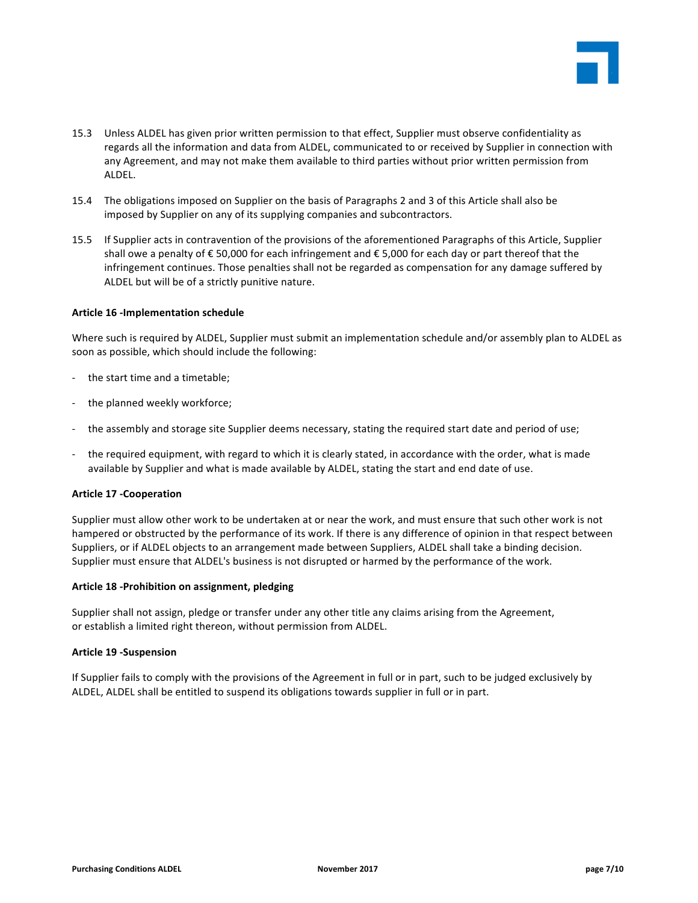15.3 Unless ALDEL has given prior written permission to that effect, Supplier must observe confidentiality as regards all the information and data from ALDEL, communicated to or received by Supplier in connection with any Agreement, and may not make them available to third parties without prior written permission from ALDEL.

15.4 The obligations imposed on Supplier on the basis of Paragraphs 2 and 3 of this Article shall also be imposed by Supplier on any of its supplying companies and subcontractors.

15.5 If Supplier acts in contravention of the provisions of the aforementioned Paragraphs of this Article, Supplier shall owe a penalty of € 50,000 for each infringement and € 5,000 for each day or part thereof that the infringement continues. Those penalties shall not be regarded as compensation for any damage suffered by ALDEL but will be of a strictly punitive nature.

**Article 16 -Implementation schedule**

Where such is required by ALDEL, Supplier must submit an implementation schedule and/or assembly plan to ALDEL as soon as possible, which should include the following:

- the start time and a timetable;
- the planned weekly workforce;
- the assembly and storage site Supplier deems necessary, stating the required start date and period of use;
- the required equipment, with regard to which it is clearly stated, in accordance with the order, what is made available by Supplier and what is made available by ALDEL, stating the start and end date of use.

**Article 17 -Cooperation**

Supplier must allow other work to be undertaken at or near the work, and must ensure that such other work is not hampered or obstructed by the performance of its work. If there is any difference of opinion in that respect between Suppliers, or if ALDEL objects to an arrangement made between Suppliers, ALDEL shall take a binding decision. Supplier must ensure that ALDEL's business is not disrupted or harmed by the performance of the work.

**Article 18 -Prohibition on assignment, pledging**

Supplier shall not assign, pledge or transfer under any other title any claims arising from the Agreement, or establish a limited right thereon, without permission from ALDEL.

**Article 19 -Suspension**

If Supplier fails to comply with the provisions of the Agreement in full or in part, such to be judged exclusively by ALDEL, ALDEL shall be entitled to suspend its obligations towards supplier in full or in part.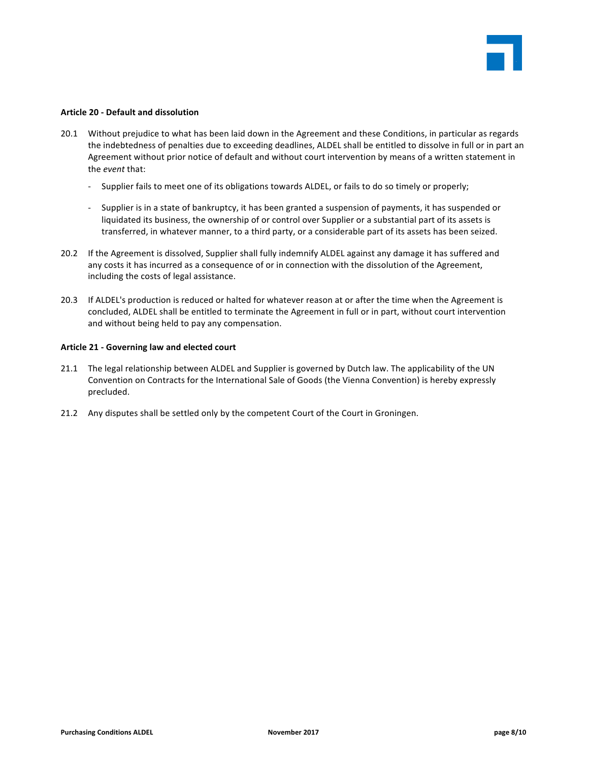**Article 20 - Default and dissolution**

20.1 Without prejudice to what has been laid down in the Agreement and these Conditions, in particular as regards the indebtedness of penalties due to exceeding deadlines, ALDEL shall be entitled to dissolve in full or in part an Agreement without prior notice of default and without court intervention by means of a written statement in the *event* that:

- Supplier fails to meet one of its obligations towards ALDEL, or fails to do so timely or properly;

- Supplier is in a state of bankruptcy, it has been granted a suspension of payments, it has suspended or liquidated its business, the ownership of or control over Supplier or a substantial part of its assets is transferred, in whatever manner, to a third party, or a considerable part of its assets has been seized.

20.2 If the Agreement is dissolved, Supplier shall fully indemnify ALDEL against any damage it has suffered and any costs it has incurred as a consequence of or in connection with the dissolution of the Agreement, including the costs of legal assistance.

20.3 If ALDEL's production is reduced or halted for whatever reason at or after the time when the Agreement is concluded, ALDEL shall be entitled to terminate the Agreement in full or in part, without court intervention and without being held to pay any compensation.

**Article 21 - Governing law and elected court**

21.1 The legal relationship between ALDEL and Supplier is governed by Dutch law. The applicability of the UN Convention on Contracts for the International Sale of Goods (the Vienna Convention) is hereby expressly precluded.

21.2 Any disputes shall be settled only by the competent Court of the Court in Groningen.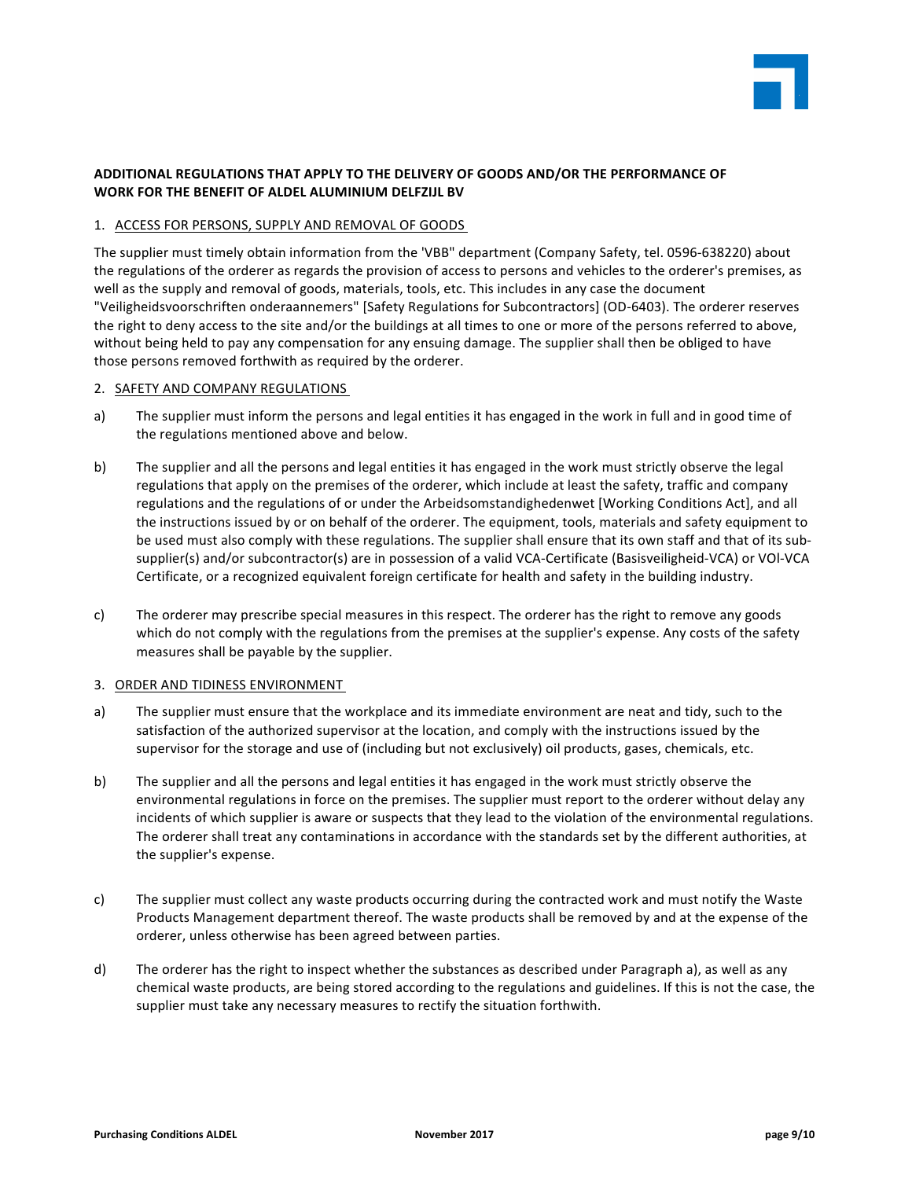**ADDITIONAL REGULATIONS THAT APPLY TO THE DELIVERY OF GOODS AND/OR THE PERFORMANCE OF WORK FOR THE BENEFIT OF ALDEL ALUMINIUM DELFZIJL BV**

1. ACCESS FOR PERSONS, SUPPLY AND REMOVAL OF GOODS

The supplier must timely obtain information from the 'VBB" department (Company Safety, tel. 0596-638220) about the regulations of the orderer as regards the provision of access to persons and vehicles to the orderer's premises, as well as the supply and removal of goods, materials, tools, etc. This includes in any case the document "Veiligheidsvoorschriften onderaannemers" [Safety Regulations for Subcontractors] (OD-6403). The orderer reserves the right to deny access to the site and/or the buildings at all times to one or more of the persons referred to above, without being held to pay any compensation for any ensuing damage. The supplier shall then be obliged to have those persons removed forthwith as required by the orderer.

2. SAFETY AND COMPANY REGULATIONS

a) The supplier must inform the persons and legal entities it has engaged in the work in full and in good time of the regulations mentioned above and below.

b) The supplier and all the persons and legal entities it has engaged in the work must strictly observe the legal regulations that apply on the premises of the orderer, which include at least the safety, traffic and company regulations and the regulations of or under the Arbeidsomstandighedenwet [Working Conditions Act], and all the instructions issued by or on behalf of the orderer. The equipment, tools, materials and safety equipment to be used must also comply with these regulations. The supplier shall ensure that its own staff and that of its sub-supplier(s) and/or subcontractor(s) are in possession of a valid VCA-Certificate (Basisveiligheid-VCA) or VOl-VCA Certificate, or a recognized equivalent foreign certificate for health and safety in the building industry.

c) The orderer may prescribe special measures in this respect. The orderer has the right to remove any goods which do not comply with the regulations from the premises at the supplier's expense. Any costs of the safety measures shall be payable by the supplier.

3. ORDER AND TIDINESS ENVIRONMENT

a) The supplier must ensure that the workplace and its immediate environment are neat and tidy, such to the satisfaction of the authorized supervisor at the location, and comply with the instructions issued by the supervisor for the storage and use of (including but not exclusively) oil products, gases, chemicals, etc.

b) The supplier and all the persons and legal entities it has engaged in the work must strictly observe the environmental regulations in force on the premises. The supplier must report to the orderer without delay any incidents of which supplier is aware or suspects that they lead to the violation of the environmental regulations. The orderer shall treat any contaminations in accordance with the standards set by the different authorities, at the supplier's expense.

c) The supplier must collect any waste products occurring during the contracted work and must notify the Waste Products Management department thereof. The waste products shall be removed by and at the expense of the orderer, unless otherwise has been agreed between parties.

d) The orderer has the right to inspect whether the substances as described under Paragraph a), as well as any chemical waste products, are being stored according to the regulations and guidelines. If this is not the case, the supplier must take any necessary measures to rectify the situation forthwith.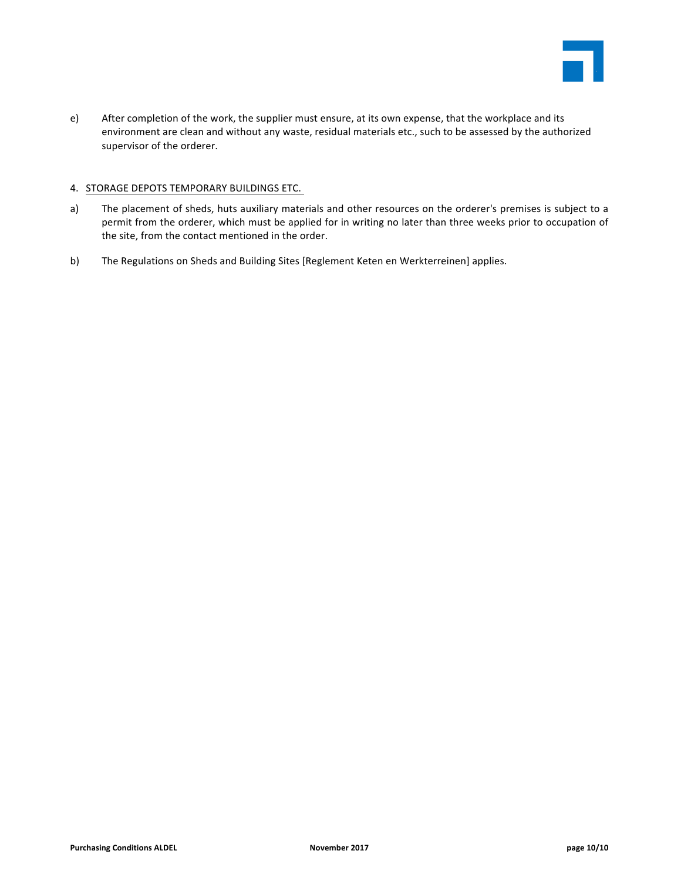e) After completion of the work, the supplier must ensure, at its own expense, that the workplace and its environment are clean and without any waste, residual materials etc., such to be assessed by the authorized supervisor of the orderer.

4. <u>STORAGE DEPOTS TEMPORARY BUILDINGS ETC.</u>

a) The placement of sheds, huts auxiliary materials and other resources on the orderer's premises is subject to a permit from the orderer, which must be applied for in writing no later than three weeks prior to occupation of the site, from the contact mentioned in the order.

b) The Regulations on Sheds and Building Sites [Reglement Keten en Werkterreinen] applies.